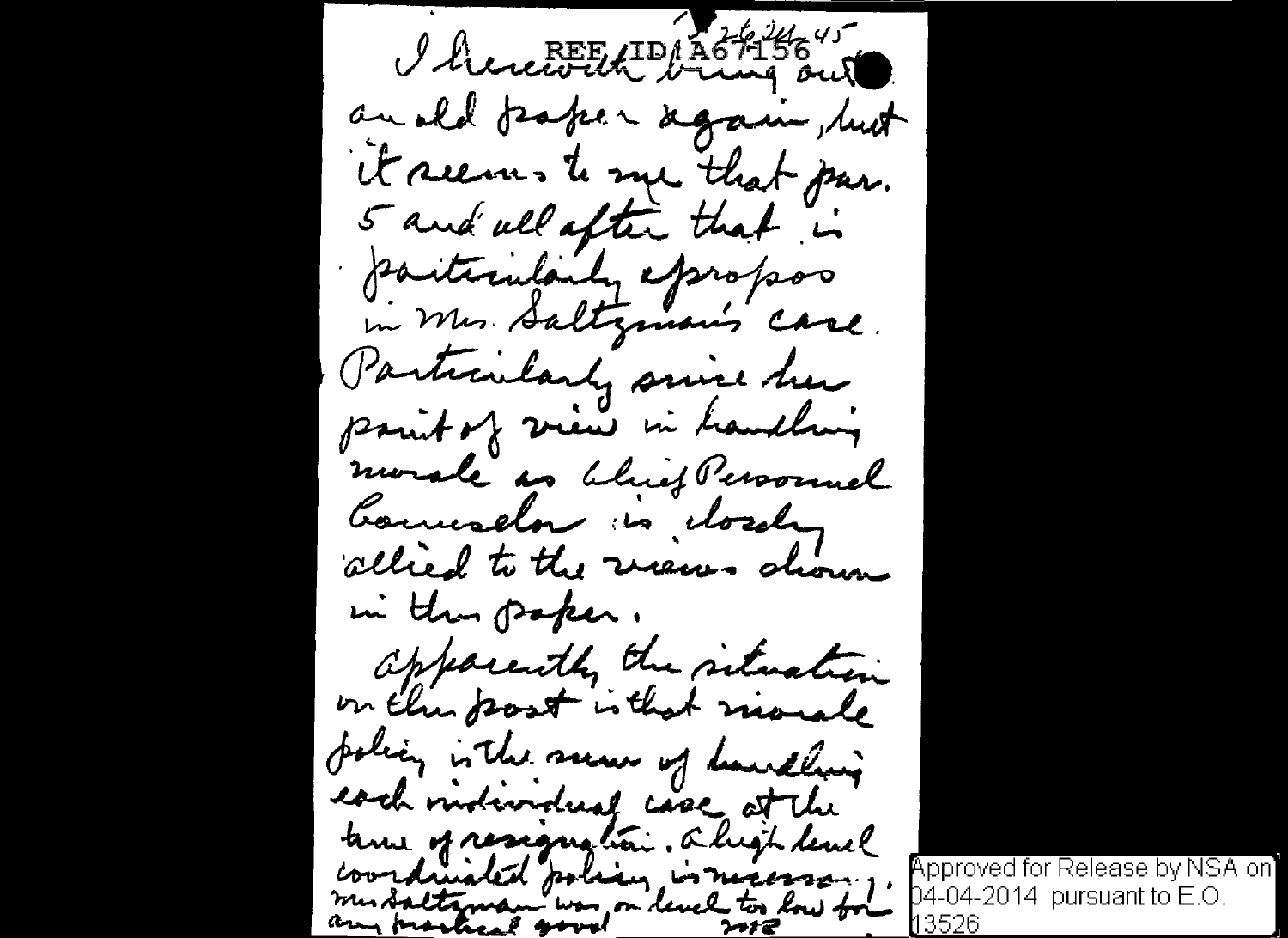REF ID:A67156

26 Jul 45

I herewith bring out an old paper again, but it seems to me that par. 5 and all after that is particularly apropos in Mrs. Saltzman's case. Particularly since her point of view in handling morale as Chief Personnel Counselor is closely allied to the views shown in this paper.

Apparently the situation on this post is that morale policy is the sum of handling each individual case at the time of resignation. A high level coordinated policy is necessary. Mrs Saltzman was on level too low for any practical good.

WFF

Approved for Release by NSA on 04-04-2014 pursuant to E.O. 13526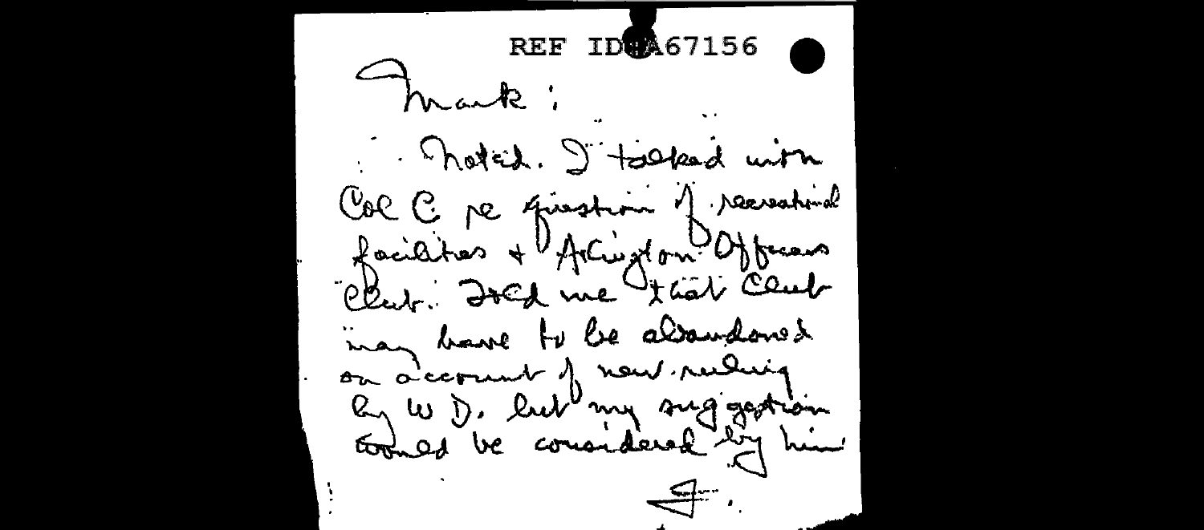REF ID:A67156

Mark:

Noted. I talked with Col C re question of recreational facilities & Arlington Officers Club. Told me that Club may have to be abandoned on account of new ruling by W. D. but my suggestion would be considered by him.

F.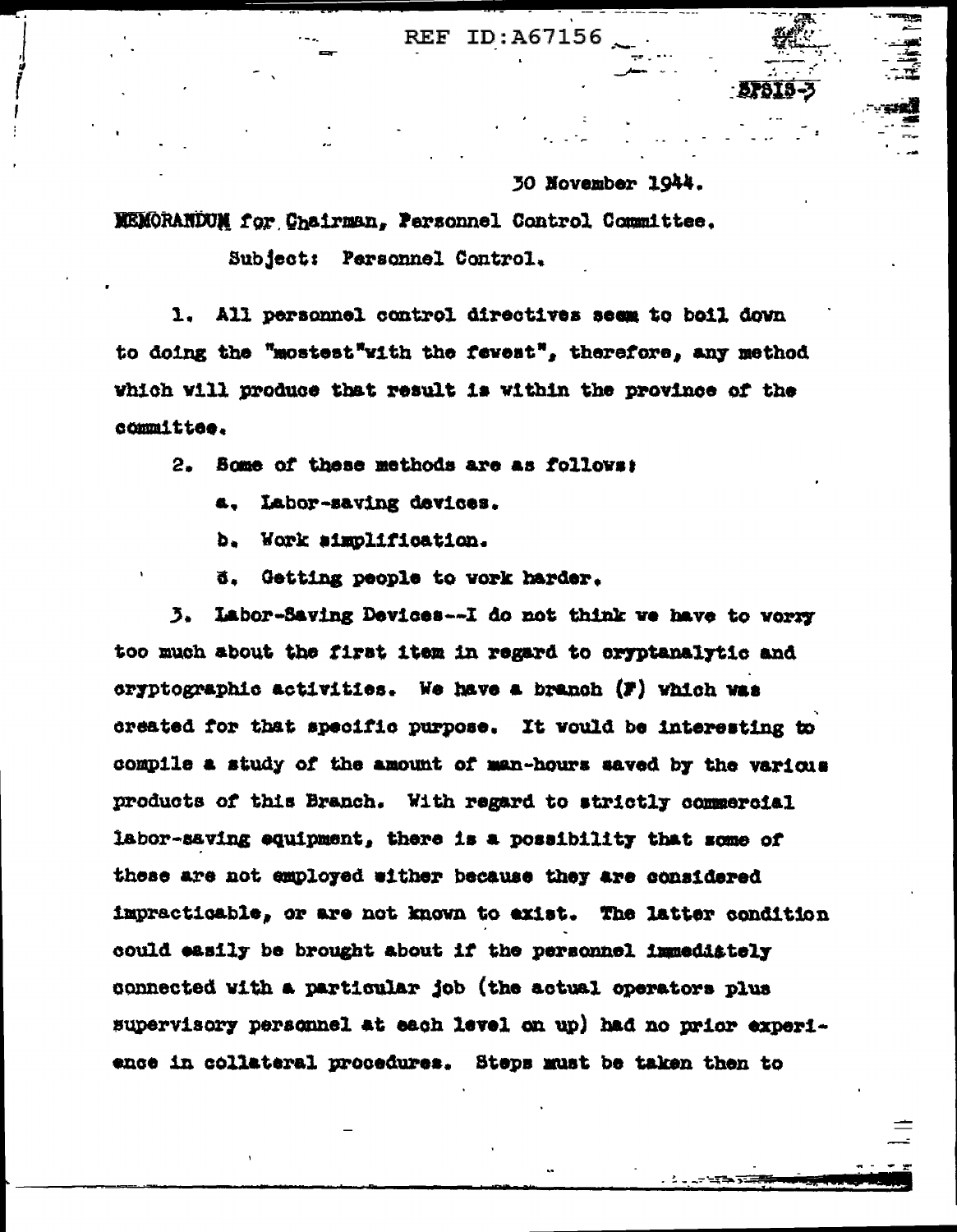REF ID:A67156

SPSIS-3

30 November 1944.

MEMORANDUM for Chairman, Personnel Control Committee.

Subject: Personnel Control.

1. All personnel control directives seem to boil down to doing the "mostest"with the fewest", therefore, any method which will produce that result is within the province of the committee.

2. Some of these methods are as follows:

a. Labor-saving devices.

b. Work simplification.

c. Getting people to work harder.

3. Labor-Saving Devices--I do not think we have to worry too much about the first item in regard to cryptanalytic and cryptographic activities. We have a branch (F) which was created for that specific purpose. It would be interesting to compile a study of the amount of man-hours saved by the various products of this Branch. With regard to strictly commercial labor-saving equipment, there is a possibility that some of these are not employed either because they are considered impracticable, or are not known to exist. The latter condition could easily be brought about if the personnel immediately connected with a particular job (the actual operators plus supervisory personnel at each level on up) had no prior experience in collateral procedures. Steps must be taken then to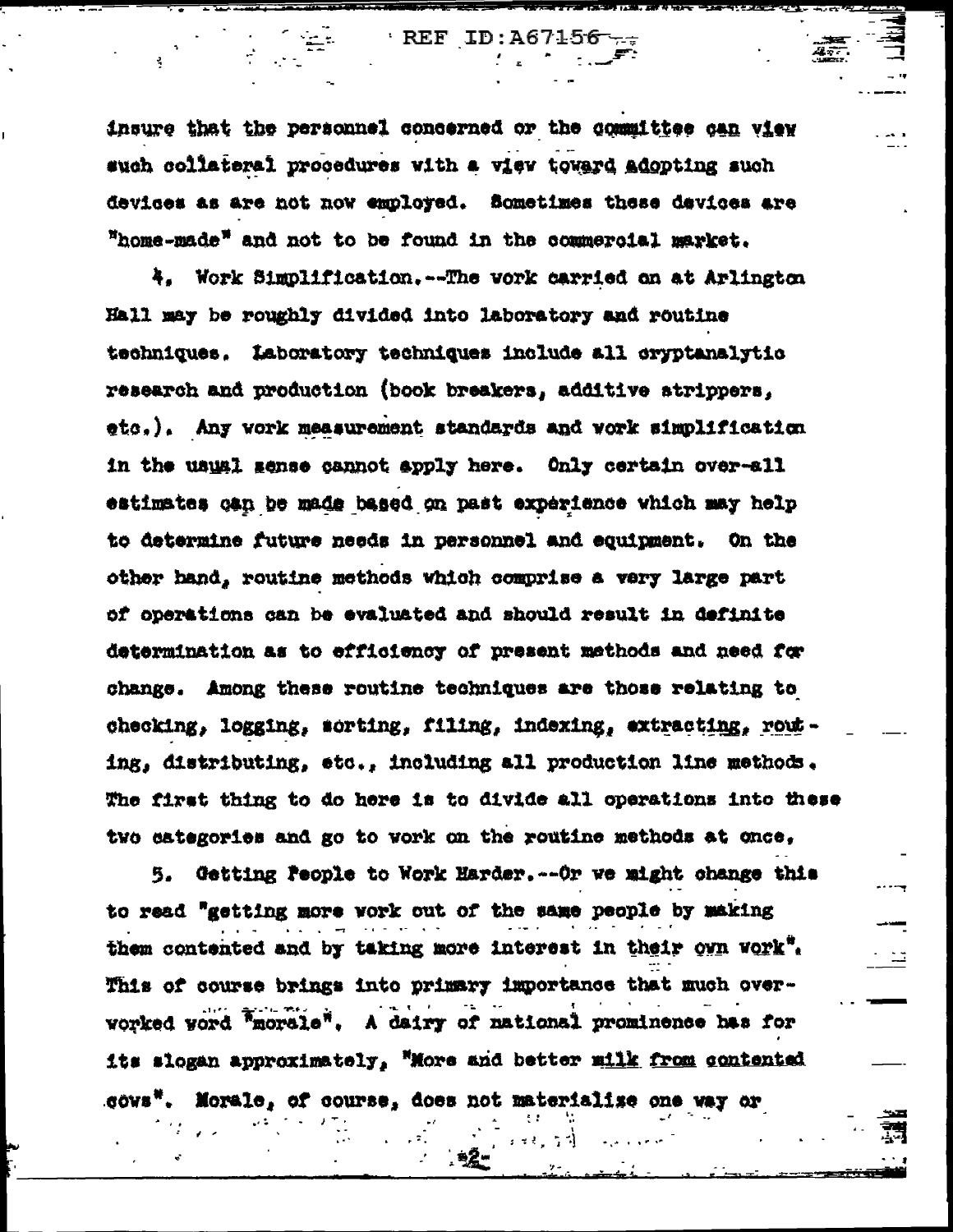insure that the personnel concerned or the committee can view such collateral procedures with a view toward adopting such devices as are not now employed. Sometimes these devices are "home-made" and not to be found in the commercial market.

4. Work Simplification.--The work carried on at Arlington Hall may be roughly divided into laboratory and routine techniques. Laboratory techniques include all cryptanalytic research and production (book breakers, additive strippers, etc.). Any work measurement standards and work simplification in the usual sense cannot apply here. Only certain over-all estimates can be made based on past experience which may help to determine future needs in personnel and equipment. On the other hand, routine methods which comprise a very large part of operations can be evaluated and should result in definite determination as to efficiency of present methods and need for change. Among these routine techniques are those relating to checking, logging, sorting, filing, indexing, extracting, routing, distributing, etc., including all production line methods. The first thing to do here is to divide all operations into these two categories and go to work on the routine methods at once.

5. Getting People to Work Harder.--Or we might change this to read "getting more work out of the same people by making them contented and by taking more interest in their own work". This of course brings into primary importance that much overworked word "morale". A dairy of national prominence has for its slogan approximately, "More and better milk from contented cows". Morale, of course, does not materialize one way or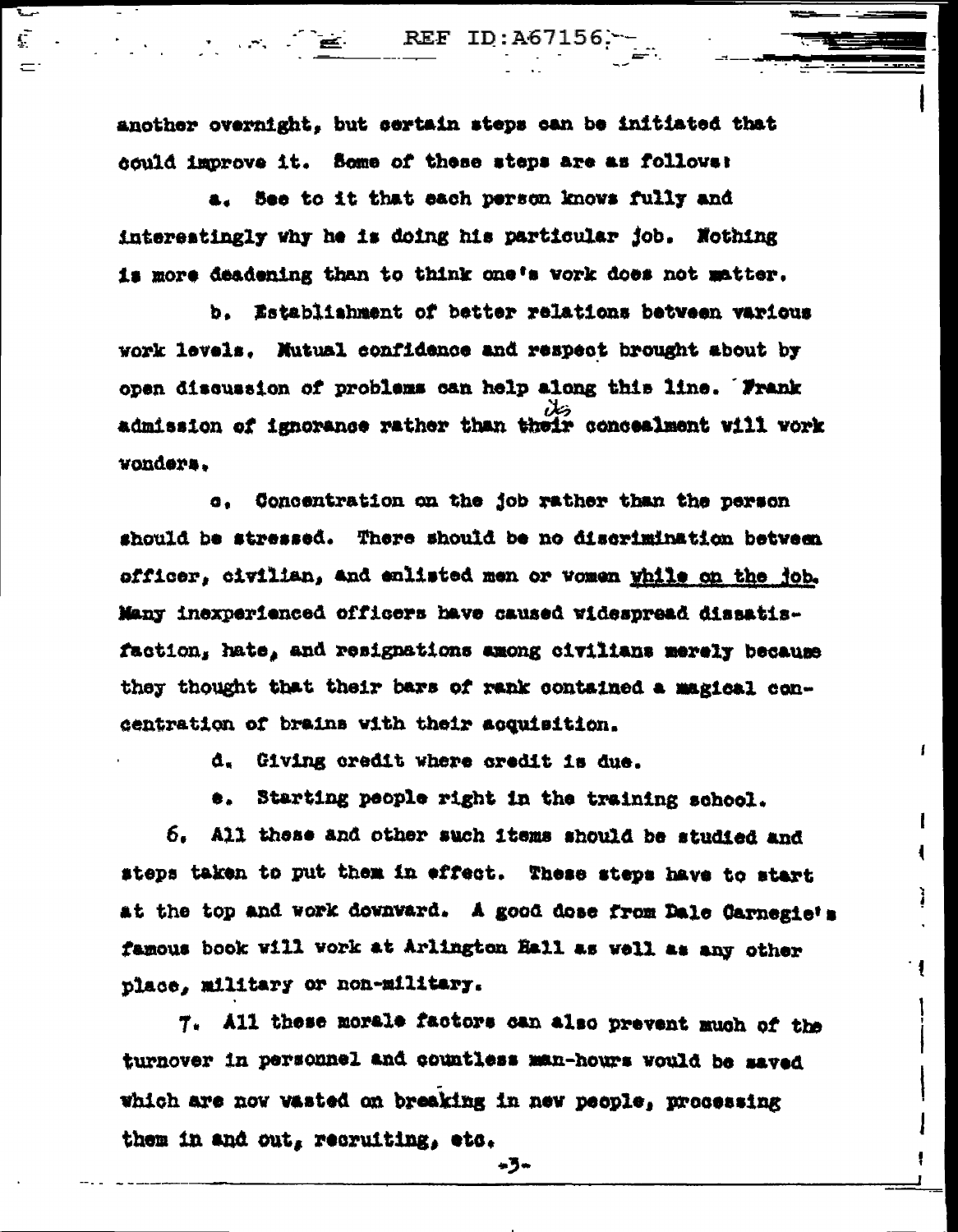another overnight, but certain steps can be initiated that could improve it. Some of these steps are as follows:

a. See to it that each person knows fully and interestingly why he is doing his particular job. Nothing is more deadening than to think one's work does not matter.

b. Establishment of better relations between various work levels. Mutual confidence and respect brought about by open discussion of problems can help along this line. Frank admission of ignorance rather than its concealment will work wonders.

c. Concentration on the job rather than the person should be stressed. There should be no discrimination between officer, civilian, and enlisted men or women <u>while on the job</u>. Many inexperienced officers have caused widespread dissatisfaction, hate, and resignations among civilians merely because they thought that their bars of rank contained a magical concentration of brains with their acquisition.

d. Giving credit where credit is due.

e. Starting people right in the training school.

6. All these and other such items should be studied and steps taken to put them in effect. These steps have to start at the top and work downward. A good dose from Dale Carnegie's famous book will work at Arlington Hall as well as any other place, military or non-military.

7. All these morale factors can also prevent much of the turnover in personnel and countless man-hours would be saved which are now wasted on breaking in new people, processing them in and out, recruiting, etc.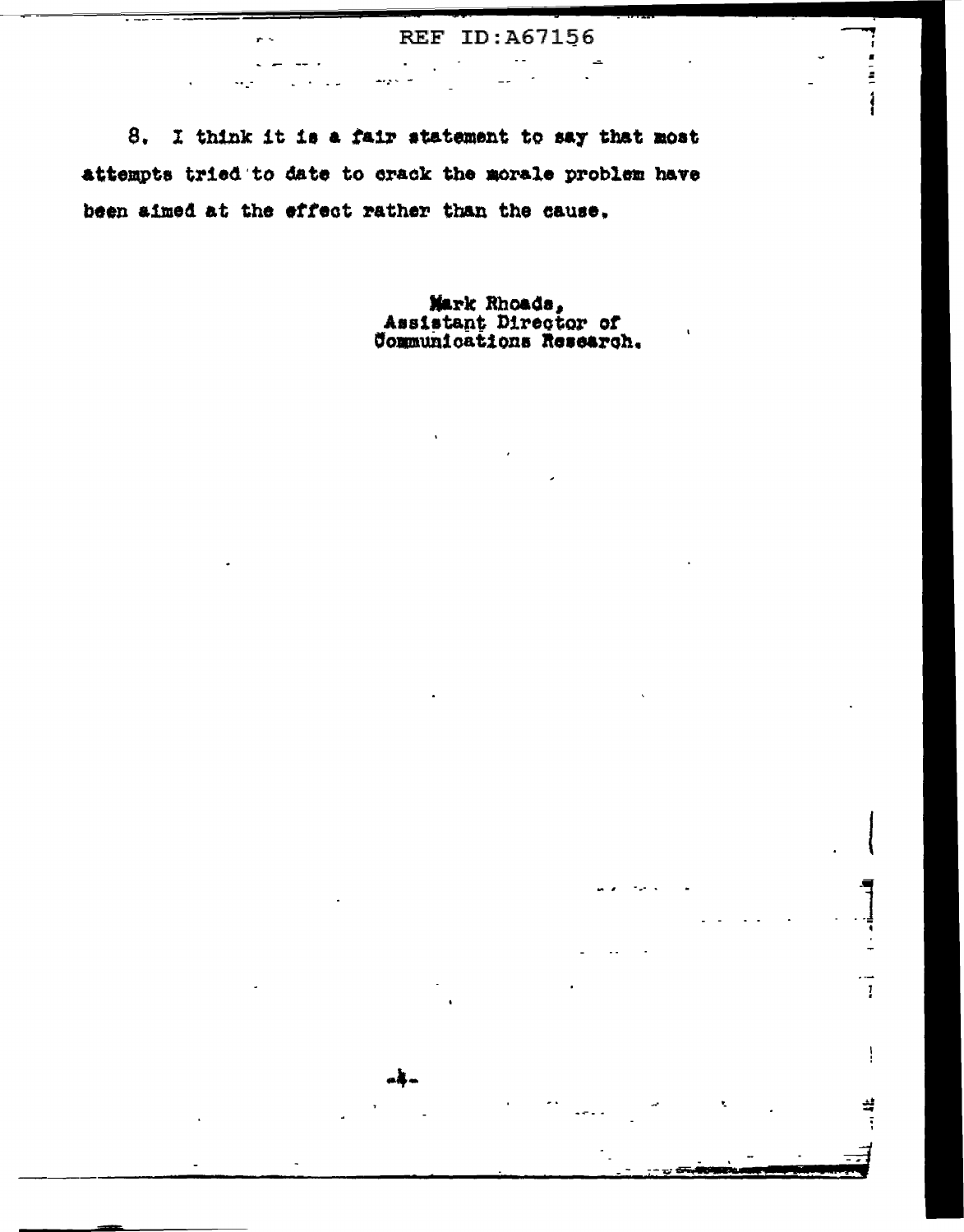8. I think it is a fair statement to say that most attempts tried to date to crack the morale problem have been aimed at the effect rather than the cause.

Mark Rhoads,
Assistant Director of
Communications Research.